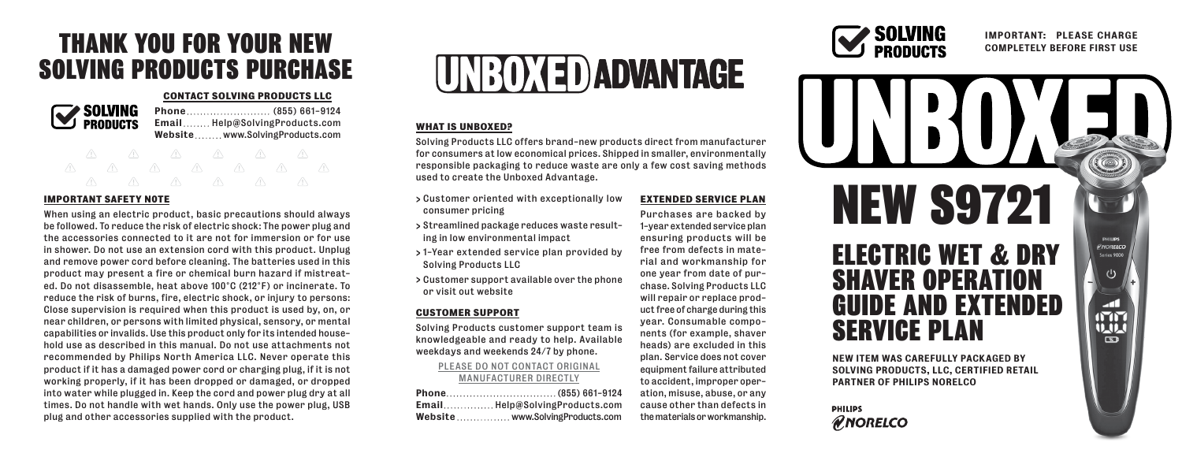# THANK YOU FOR YOUR NEW SOLVING PRODUCTS PURCHASE

SOLVING PRODUCTS

### CONTACT SOLVING PRODUCTS LLC

**Phone** ......................... (855) 661-9124
**Email** ........ Help@SolvingProducts.com
**Website** ........ www.SolvingProducts.com

### IMPORTANT SAFETY NOTE

When using an electric product, basic precautions should always be followed. To reduce the risk of electric shock: The power plug and the accessories connected to it are not for immersion or for use in shower. Do not use an extension cord with this product. Unplug and remove power cord before cleaning. The batteries used in this product may present a fire or chemical burn hazard if mistreated. Do not disassemble, heat above 100°C (212°F) or incinerate. To reduce the risk of burns, fire, electric shock, or injury to persons: Close supervision is required when this product is used by, on, or near children, or persons with limited physical, sensory, or mental capabilities or invalids. Use this product only for its intended household use as described in this manual. Do not use attachments not recommended by Philips North America LLC. Never operate this product if it has a damaged power cord or charging plug, if it is not working properly, if it has been dropped or damaged, or dropped into water while plugged in. Keep the cord and power plug dry at all times. Do not handle with wet hands. Only use the power plug, USB plug and other accessories supplied with the product.

# UNBOXED ADVANTAGE

### WHAT IS UNBOXED?

Solving Products LLC offers brand-new products direct from manufacturer for consumers at low economical prices. Shipped in smaller, environmentally responsible packaging to reduce waste are only a few cost saving methods used to create the Unboxed Advantage.

> Customer oriented with exceptionally low consumer pricing
> Streamlined package reduces waste resulting in low environmental impact
> 1-Year extended service plan provided by Solving Products LLC
> Customer support available over the phone or visit out website

### CUSTOMER SUPPORT

Solving Products customer support team is knowledgeable and ready to help. Available weekdays and weekends 24/7 by phone.

PLEASE DO NOT CONTACT ORIGINAL MANUFACTURER DIRECTLY

**Phone** ................................. (855) 661-9124
**Email** ............... Help@SolvingProducts.com
**Website** ................ www.SolvingProducts.com

### EXTENDED SERVICE PLAN

Purchases are backed by 1-year extended service plan ensuring products will be free from defects in material and workmanship for one year from date of purchase. Solving Products LLC will repair or replace product free of charge during this year. Consumable components (for example, shaver heads) are excluded in this plan. Service does not cover equipment failure attributed to accident, improper operation, misuse, abuse, or any cause other than defects in the materials or workmanship.

SOLVING PRODUCTS

**IMPORTANT: PLEASE CHARGE COMPLETELY BEFORE FIRST USE**

# UNBOXED

# NEW S9721

# ELECTRIC WET & DRY SHAVER OPERATION GUIDE AND EXTENDED SERVICE PLAN

**NEW ITEM WAS CAREFULLY PACKAGED BY SOLVING PRODUCTS, LLC, CERTIFIED RETAIL PARTNER OF PHILIPS NORELCO**

PHILIPS NORELCO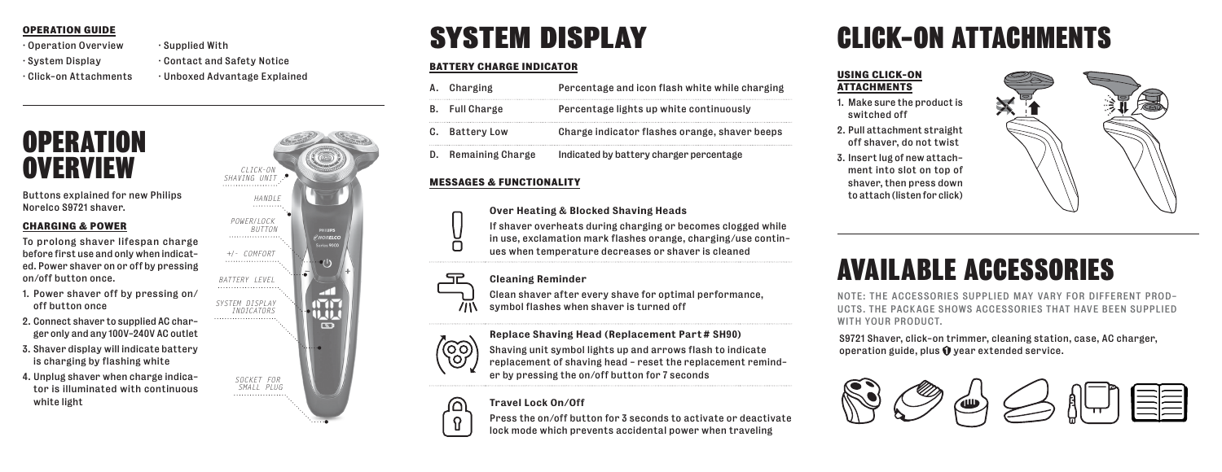#### OPERATION GUIDE

- Operation Overview
- System Display
- Click-on Attachments
- Supplied With
- Contact and Safety Notice
- Unboxed Advantage Explained

# OPERATION OVERVIEW

Buttons explained for new Philips Norelco S9721 shaver.

### CHARGING & POWER

To prolong shaver lifespan charge before first use and only when indicated. Power shaver on or off by pressing on/off button once.

1. Power shaver off by pressing on/off button once
2. Connect shaver to supplied AC charger only and any 100V-240V AC outlet
3. Shaver display will indicate battery is charging by flashing white
4. Unplug shaver when charge indicator is illuminated with continuous white light

CLICK-ON SHAVING UNIT

HANDLE

POWER/LOCK BUTTON

+/- COMFORT

BATTERY LEVEL

SYSTEM DISPLAY INDICATORS

SOCKET FOR SMALL PLUG

# SYSTEM DISPLAY

### BATTERY CHARGE INDICATOR

| | |
|---|---|
| A. Charging | Percentage and icon flash white while charging |
| B. Full Charge | Percentage lights up white continuously |
| C. Battery Low | Charge indicator flashes orange, shaver beeps |
| D. Remaining Charge | Indicated by battery charger percentage |

### MESSAGES & FUNCTIONALITY

**Over Heating & Blocked Shaving Heads**

If shaver overheats during charging or becomes clogged while in use, exclamation mark flashes orange, charging/use continues when temperature decreases or shaver is cleaned

**Cleaning Reminder**

Clean shaver after every shave for optimal performance, symbol flashes when shaver is turned off

**Replace Shaving Head (Replacement Part # SH90)**

Shaving unit symbol lights up and arrows flash to indicate replacement of shaving head - reset the replacement reminder by pressing the on/off button for 7 seconds

**Travel Lock On/Off**

Press the on/off button for 3 seconds to activate or deactivate lock mode which prevents accidental power when traveling

# CLICK-ON ATTACHMENTS

### USING CLICK-ON ATTACHMENTS

1. Make sure the product is switched off
2. Pull attachment straight off shaver, do not twist
3. Insert lug of new attachment into slot on top of shaver, then press down to attach (listen for click)

# AVAILABLE ACCESSORIES

NOTE: THE ACCESSORIES SUPPLIED MAY VARY FOR DIFFERENT PRODUCTS. THE PACKAGE SHOWS ACCESSORIES THAT HAVE BEEN SUPPLIED WITH YOUR PRODUCT.

S9721 Shaver, click-on trimmer, cleaning station, case, AC charger, operation guide, plus 1 year extended service.